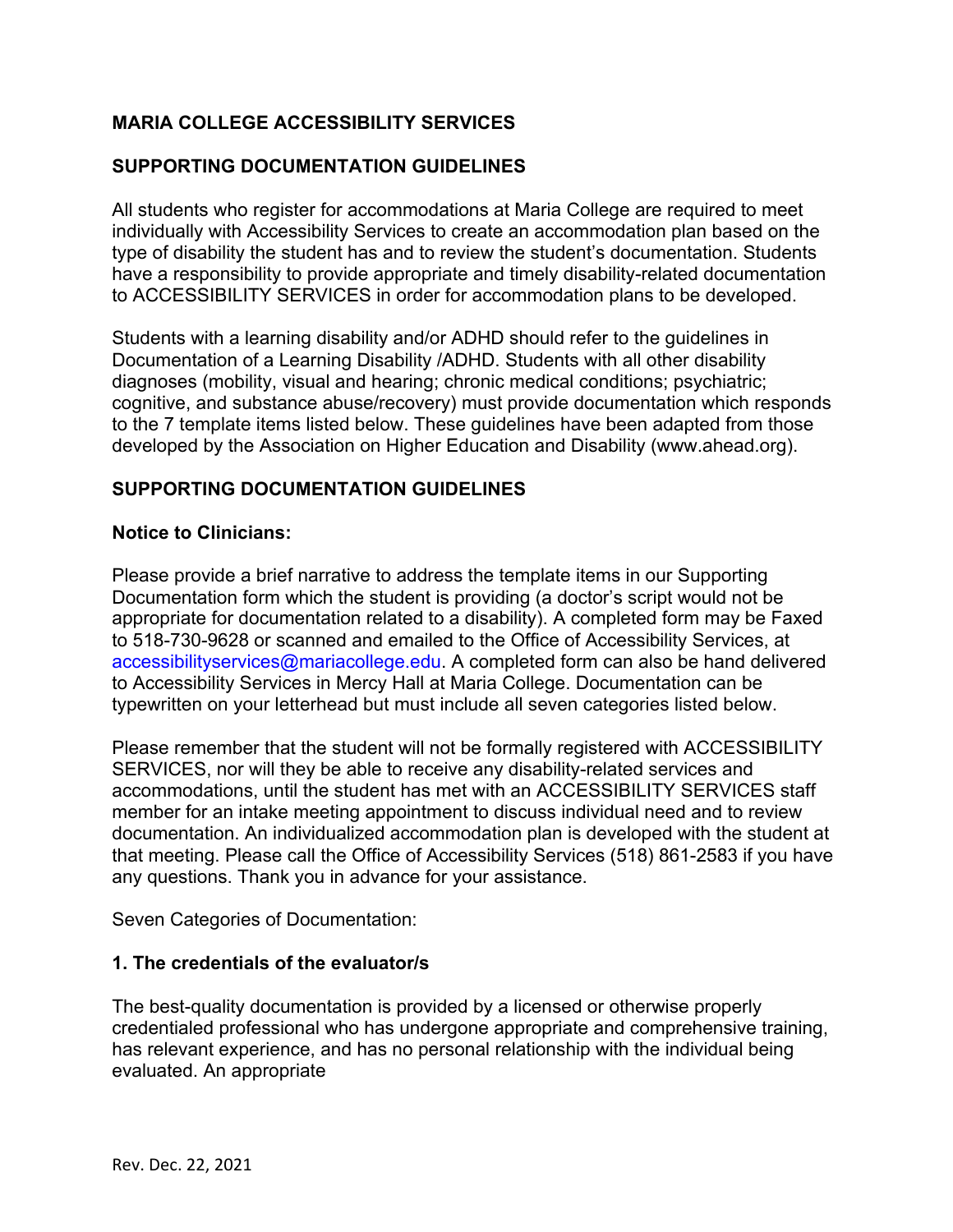# MARIA COLLEGE ACCESSIBILITY SERVICES

## SUPPORTING DOCUMENTATION GUIDELINES

All students who register for accommodations at Maria College are required to meet individually with Accessibility Services to create an accommodation plan based on the type of disability the student has and to review the student's documentation. Students have a responsibility to provide appropriate and timely disability-related documentation to ACCESSIBILITY SERVICES in order for accommodation plans to be developed.

Students with a learning disability and/or ADHD should refer to the guidelines in Documentation of a Learning Disability /ADHD. Students with all other disability diagnoses (mobility, visual and hearing; chronic medical conditions; psychiatric; cognitive, and substance abuse/recovery) must provide documentation which responds to the 7 template items listed below. These guidelines have been adapted from those developed by the Association on Higher Education and Disability (www.ahead.org).

## SUPPORTING DOCUMENTATION GUIDELINES

### Notice to Clinicians:

Please provide a brief narrative to address the template items in our Supporting Documentation form which the student is providing (a doctor's script would not be appropriate for documentation related to a disability). A completed form may be Faxed to 518-730-9628 or scanned and emailed to the Office of Accessibility Services, at accessibilityservices@mariacollege.edu. A completed form can also be hand delivered to Accessibility Services in Mercy Hall at Maria College. Documentation can be typewritten on your letterhead but must include all seven categories listed below.

Please remember that the student will not be formally registered with ACCESSIBILITY SERVICES, nor will they be able to receive any disability-related services and accommodations, until the student has met with an ACCESSIBILITY SERVICES staff member for an intake meeting appointment to discuss individual need and to review documentation. An individualized accommodation plan is developed with the student at that meeting. Please call the Office of Accessibility Services (518) 861-2583 if you have any questions. Thank you in advance for your assistance.

Seven Categories of Documentation:

### 1. The credentials of the evaluator/s

The best-quality documentation is provided by a licensed or otherwise properly credentialed professional who has undergone appropriate and comprehensive training, has relevant experience, and has no personal relationship with the individual being evaluated. An appropriate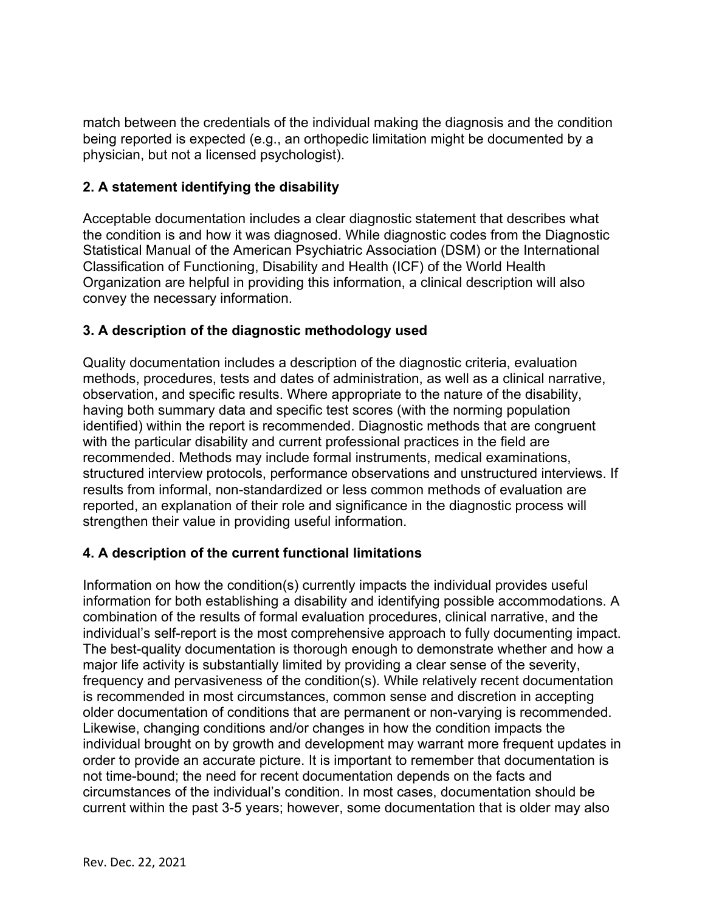match between the credentials of the individual making the diagnosis and the condition being reported is expected (e.g., an orthopedic limitation might be documented by a physician, but not a licensed psychologist).

### 2. A statement identifying the disability

Acceptable documentation includes a clear diagnostic statement that describes what the condition is and how it was diagnosed. While diagnostic codes from the Diagnostic Statistical Manual of the American Psychiatric Association (DSM) or the International Classification of Functioning, Disability and Health (ICF) of the World Health Organization are helpful in providing this information, a clinical description will also convey the necessary information.

### 3. A description of the diagnostic methodology used

Quality documentation includes a description of the diagnostic criteria, evaluation methods, procedures, tests and dates of administration, as well as a clinical narrative, observation, and specific results. Where appropriate to the nature of the disability, having both summary data and specific test scores (with the norming population identified) within the report is recommended. Diagnostic methods that are congruent with the particular disability and current professional practices in the field are recommended. Methods may include formal instruments, medical examinations, structured interview protocols, performance observations and unstructured interviews. If results from informal, non-standardized or less common methods of evaluation are reported, an explanation of their role and significance in the diagnostic process will strengthen their value in providing useful information.

### 4. A description of the current functional limitations

Information on how the condition(s) currently impacts the individual provides useful information for both establishing a disability and identifying possible accommodations. A combination of the results of formal evaluation procedures, clinical narrative, and the individual's self-report is the most comprehensive approach to fully documenting impact. The best-quality documentation is thorough enough to demonstrate whether and how a major life activity is substantially limited by providing a clear sense of the severity, frequency and pervasiveness of the condition(s). While relatively recent documentation is recommended in most circumstances, common sense and discretion in accepting older documentation of conditions that are permanent or non-varying is recommended. Likewise, changing conditions and/or changes in how the condition impacts the individual brought on by growth and development may warrant more frequent updates in order to provide an accurate picture. It is important to remember that documentation is not time-bound; the need for recent documentation depends on the facts and circumstances of the individual's condition. In most cases, documentation should be current within the past 3-5 years; however, some documentation that is older may also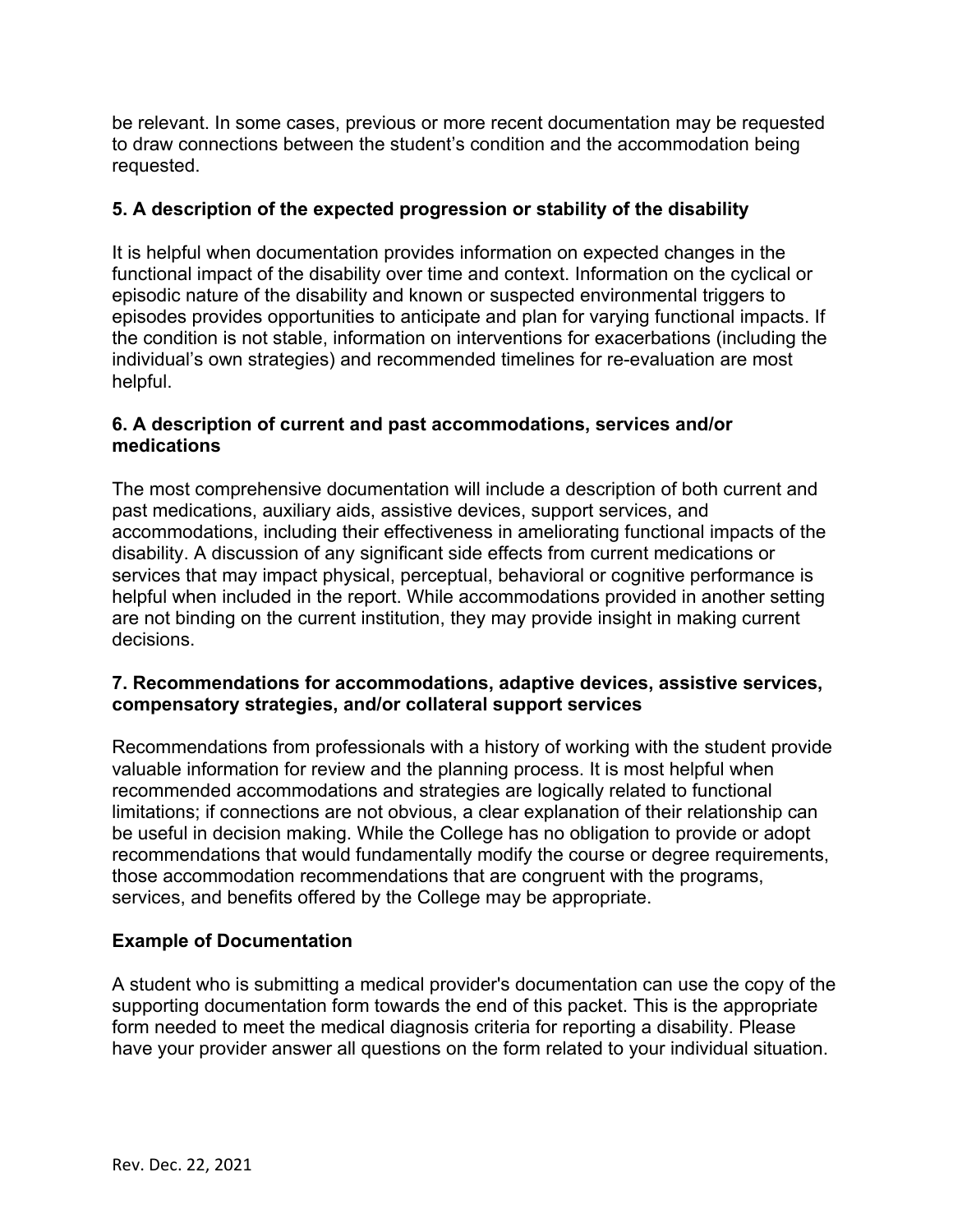be relevant. In some cases, previous or more recent documentation may be requested to draw connections between the student's condition and the accommodation being requested.

### 5. A description of the expected progression or stability of the disability

It is helpful when documentation provides information on expected changes in the functional impact of the disability over time and context. Information on the cyclical or episodic nature of the disability and known or suspected environmental triggers to episodes provides opportunities to anticipate and plan for varying functional impacts. If the condition is not stable, information on interventions for exacerbations (including the individual's own strategies) and recommended timelines for re-evaluation are most helpful.

### 6. A description of current and past accommodations, services and/or medications

The most comprehensive documentation will include a description of both current and past medications, auxiliary aids, assistive devices, support services, and accommodations, including their effectiveness in ameliorating functional impacts of the disability. A discussion of any significant side effects from current medications or services that may impact physical, perceptual, behavioral or cognitive performance is helpful when included in the report. While accommodations provided in another setting are not binding on the current institution, they may provide insight in making current decisions.

### 7. Recommendations for accommodations, adaptive devices, assistive services, compensatory strategies, and/or collateral support services

Recommendations from professionals with a history of working with the student provide valuable information for review and the planning process. It is most helpful when recommended accommodations and strategies are logically related to functional limitations; if connections are not obvious, a clear explanation of their relationship can be useful in decision making. While the College has no obligation to provide or adopt recommendations that would fundamentally modify the course or degree requirements, those accommodation recommendations that are congruent with the programs, services, and benefits offered by the College may be appropriate.

### Example of Documentation

A student who is submitting a medical provider's documentation can use the copy of the supporting documentation form towards the end of this packet. This is the appropriate form needed to meet the medical diagnosis criteria for reporting a disability. Please have your provider answer all questions on the form related to your individual situation.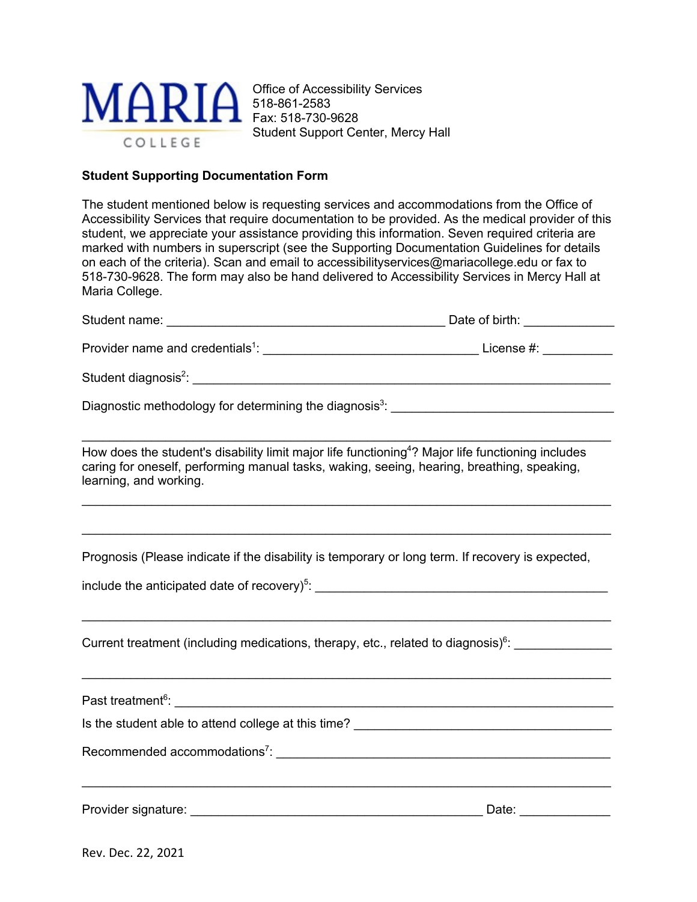MARIA COLLEGE

Office of Accessibility Services
518-861-2583
Fax: 518-730-9628
Student Support Center, Mercy Hall

**Student Supporting Documentation Form**

The student mentioned below is requesting services and accommodations from the Office of Accessibility Services that require documentation to be provided. As the medical provider of this student, we appreciate your assistance providing this information. Seven required criteria are marked with numbers in superscript (see the Supporting Documentation Guidelines for details on each of the criteria). Scan and email to accessibilityservices@mariacollege.edu or fax to 518-730-9628. The form may also be hand delivered to Accessibility Services in Mercy Hall at Maria College.

Student name: ________________________________________ Date of birth: _____________

Provider name and credentials[1]: _______________________________ License #: __________

Student diagnosis[2]: ______________________________________________________________

Diagnostic methodology for determining the diagnosis[3]: ________________________________

___________________________________________________________________________

How does the student's disability limit major life functioning[4]? Major life functioning includes caring for oneself, performing manual tasks, waking, seeing, hearing, breathing, speaking, learning, and working.

___________________________________________________________________________

___________________________________________________________________________

Prognosis (Please indicate if the disability is temporary or long term. If recovery is expected, include the anticipated date of recovery)[5]: __________________________________________

___________________________________________________________________________

Current treatment (including medications, therapy, etc., related to diagnosis)[6]: ______________

___________________________________________________________________________

Past treatment[6]: ___________________________________________________________________

Is the student able to attend college at this time? _____________________________________

Recommended accommodations[7]: ________________________________________________

___________________________________________________________________________

Provider signature: __________________________________________ Date: _____________

Rev. Dec. 22, 2021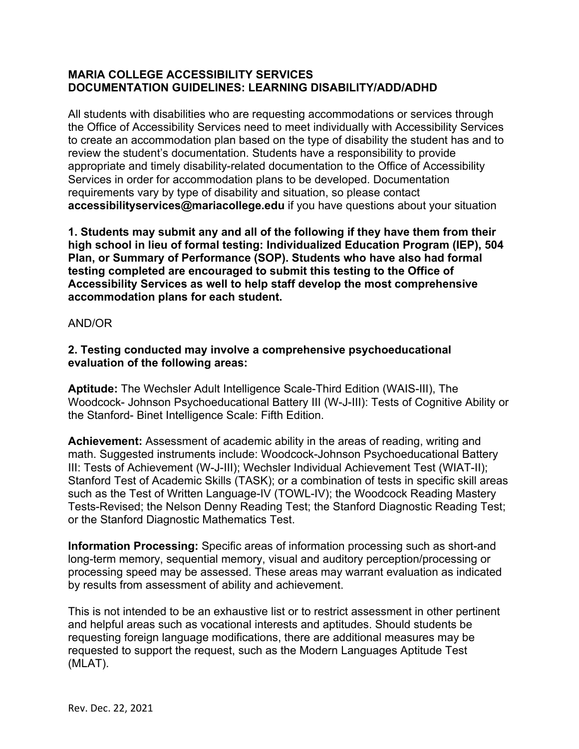**MARIA COLLEGE ACCESSIBILITY SERVICES**
**DOCUMENTATION GUIDELINES: LEARNING DISABILITY/ADD/ADHD**

All students with disabilities who are requesting accommodations or services through the Office of Accessibility Services need to meet individually with Accessibility Services to create an accommodation plan based on the type of disability the student has and to review the student's documentation. Students have a responsibility to provide appropriate and timely disability-related documentation to the Office of Accessibility Services in order for accommodation plans to be developed. Documentation requirements vary by type of disability and situation, so please contact **accessibilityservices@mariacollege.edu** if you have questions about your situation

**1. Students may submit any and all of the following if they have them from their high school in lieu of formal testing: Individualized Education Program (IEP), 504 Plan, or Summary of Performance (SOP). Students who have also had formal testing completed are encouraged to submit this testing to the Office of Accessibility Services as well to help staff develop the most comprehensive accommodation plans for each student.**

AND/OR

**2. Testing conducted may involve a comprehensive psychoeducational evaluation of the following areas:**

**Aptitude:** The Wechsler Adult Intelligence Scale-Third Edition (WAIS-III), The Woodcock- Johnson Psychoeducational Battery III (W-J-III): Tests of Cognitive Ability or the Stanford- Binet Intelligence Scale: Fifth Edition.

**Achievement:** Assessment of academic ability in the areas of reading, writing and math. Suggested instruments include: Woodcock-Johnson Psychoeducational Battery III: Tests of Achievement (W-J-III); Wechsler Individual Achievement Test (WIAT-II); Stanford Test of Academic Skills (TASK); or a combination of tests in specific skill areas such as the Test of Written Language-IV (TOWL-IV); the Woodcock Reading Mastery Tests-Revised; the Nelson Denny Reading Test; the Stanford Diagnostic Reading Test; or the Stanford Diagnostic Mathematics Test.

**Information Processing:** Specific areas of information processing such as short-and long-term memory, sequential memory, visual and auditory perception/processing or processing speed may be assessed. These areas may warrant evaluation as indicated by results from assessment of ability and achievement.

This is not intended to be an exhaustive list or to restrict assessment in other pertinent and helpful areas such as vocational interests and aptitudes. Should students be requesting foreign language modifications, there are additional measures may be requested to support the request, such as the Modern Languages Aptitude Test (MLAT).

Rev. Dec. 22, 2021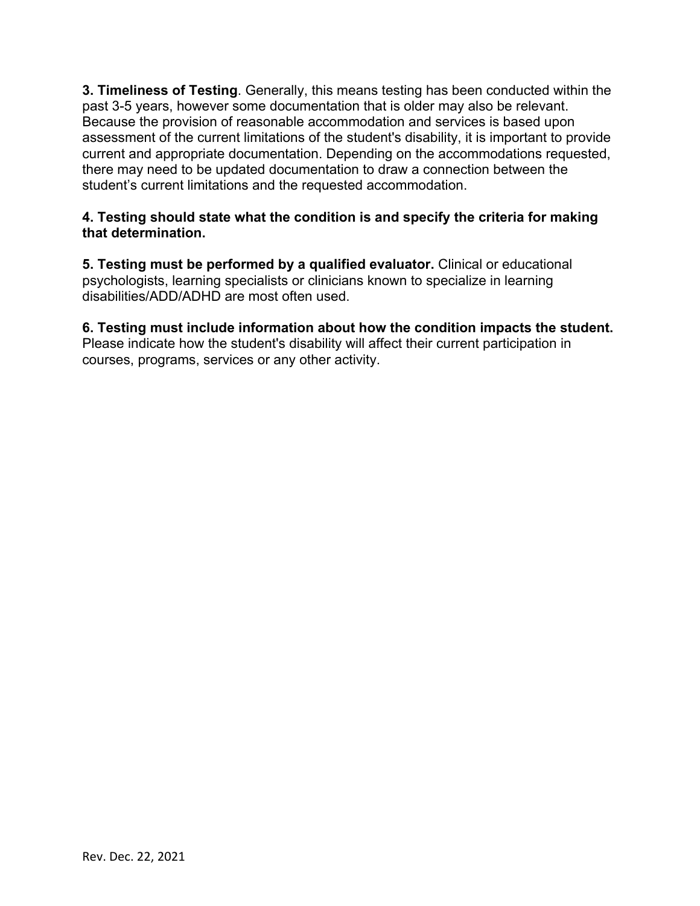**3. Timeliness of Testing**. Generally, this means testing has been conducted within the past 3-5 years, however some documentation that is older may also be relevant. Because the provision of reasonable accommodation and services is based upon assessment of the current limitations of the student's disability, it is important to provide current and appropriate documentation. Depending on the accommodations requested, there may need to be updated documentation to draw a connection between the student's current limitations and the requested accommodation.

**4. Testing should state what the condition is and specify the criteria for making that determination.**

**5. Testing must be performed by a qualified evaluator.** Clinical or educational psychologists, learning specialists or clinicians known to specialize in learning disabilities/ADD/ADHD are most often used.

**6. Testing must include information about how the condition impacts the student.** Please indicate how the student's disability will affect their current participation in courses, programs, services or any other activity.

Rev. Dec. 22, 2021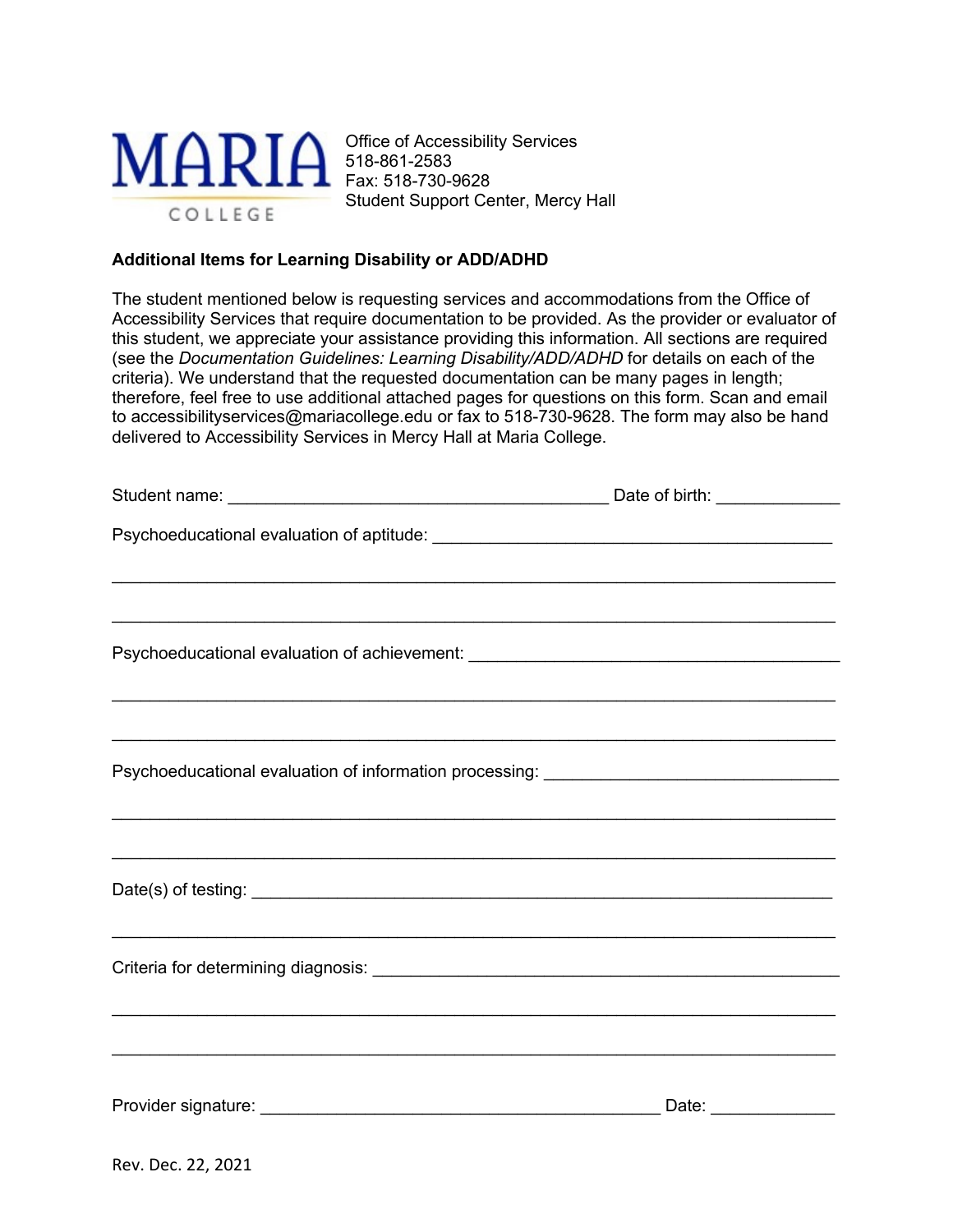MARIA COLLEGE

Office of Accessibility Services
518-861-2583
Fax: 518-730-9628
Student Support Center, Mercy Hall

**Additional Items for Learning Disability or ADD/ADHD**

The student mentioned below is requesting services and accommodations from the Office of Accessibility Services that require documentation to be provided. As the provider or evaluator of this student, we appreciate your assistance providing this information. All sections are required (see the *Documentation Guidelines: Learning Disability/ADD/ADHD* for details on each of the criteria). We understand that the requested documentation can be many pages in length; therefore, feel free to use additional attached pages for questions on this form. Scan and email to accessibilityservices@mariacollege.edu or fax to 518-730-9628. The form may also be hand delivered to Accessibility Services in Mercy Hall at Maria College.

Student name: ________________________________________ Date of birth: _____________

Psychoeducational evaluation of aptitude: ___________________________________________

_____________________________________________________________________________

_____________________________________________________________________________

Psychoeducational evaluation of achievement: ________________________________________

_____________________________________________________________________________

_____________________________________________________________________________

Psychoeducational evaluation of information processing: _______________________________

_____________________________________________________________________________

_____________________________________________________________________________

Date(s) of testing: _____________________________________________________________

_____________________________________________________________________________

Criteria for determining diagnosis: _________________________________________________

_____________________________________________________________________________

_____________________________________________________________________________

Provider signature: __________________________________________ Date: _____________

Rev. Dec. 22, 2021